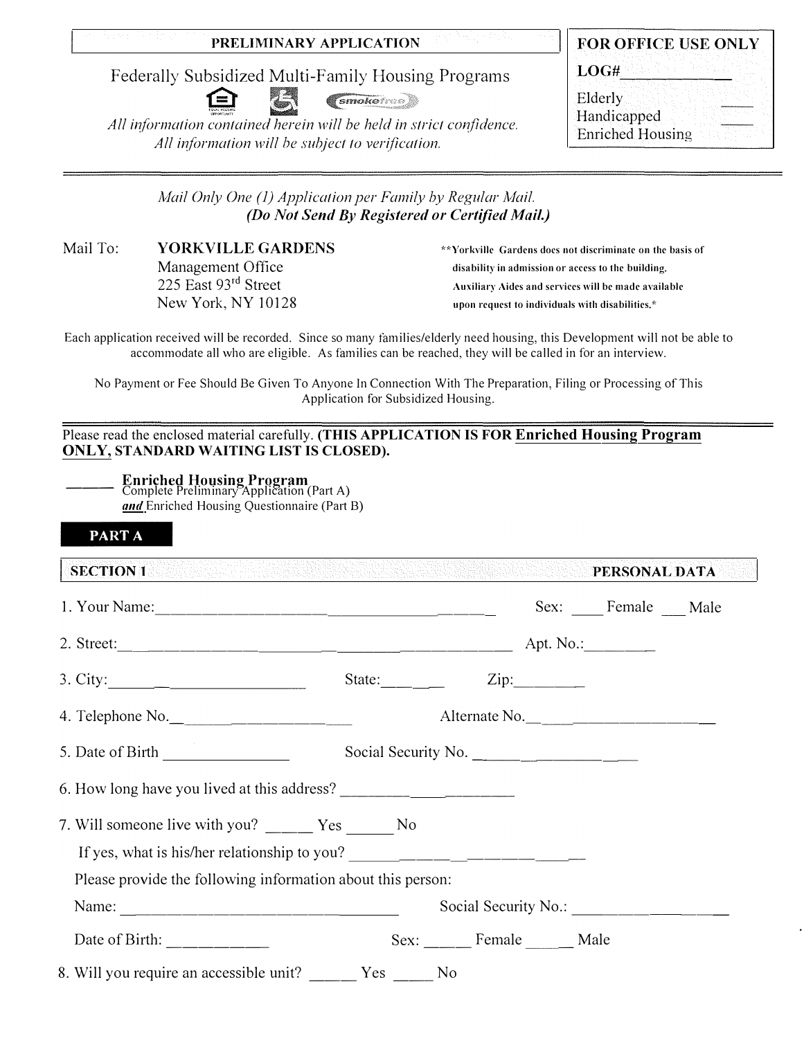**PRELIMINARY APPLICATION**

Federally Subsidized Multi-Family Housing Programs

*All information contained herein will be held in strict confidence.*
*All information will be subject to verification.*

**FOR OFFICE USE ONLY**

**LOG#**\_\_\_\_\_\_\_\_\_\_

Elderly \_\_\_\_
Handicapped \_\_\_\_
Enriched Housing

---

*Mail Only One (1) Application per Family by Regular Mail.*
***(Do Not Send By Registered or Certified Mail.)***

Mail To: **YORKVILLE GARDENS**
Management Office
225 East 93rd Street
New York, NY 10128

**\*\*Yorkville Gardens does not discriminate on the basis of disability in admission or access to the building. Auxiliary Aides and services will be made available upon request to individuals with disabilities.\***

Each application received will be recorded. Since so many families/elderly need housing, this Development will not be able to accommodate all who are eligible. As families can be reached, they will be called in for an interview.

No Payment or Fee Should Be Given To Anyone In Connection With The Preparation, Filing or Processing of This Application for Subsidized Housing.

---

Please read the enclosed material carefully. **(THIS APPLICATION IS FOR Enriched Housing Program ONLY, STANDARD WAITING LIST IS CLOSED).**

\_\_\_\_\_\_ **Enriched Housing Program**
Complete Preliminary Application (Part A)
***and*** Enriched Housing Questionnaire (Part B)

## PART A

### SECTION 1 — PERSONAL DATA

1. Your Name: \_\_\_\_\_\_\_\_\_\_\_\_\_\_\_\_\_\_\_\_\_\_\_\_\_\_\_\_\_\_ Sex: \_\_\_\_ Female \_\_\_ Male

2. Street: \_\_\_\_\_\_\_\_\_\_\_\_\_\_\_\_\_\_\_\_\_\_\_\_\_\_\_\_\_\_\_\_\_\_\_\_ Apt. No.: \_\_\_\_\_\_\_\_

3. City: \_\_\_\_\_\_\_\_\_\_\_\_\_\_\_\_\_\_ State: \_\_\_\_\_\_ Zip: \_\_\_\_\_\_\_\_

4. Telephone No. \_\_\_\_\_\_\_\_\_\_\_\_\_\_\_\_\_\_\_\_ Alternate No. \_\_\_\_\_\_\_\_\_\_\_\_\_\_\_\_\_\_\_\_

5. Date of Birth \_\_\_\_\_\_\_\_\_\_\_\_\_\_ Social Security No. \_\_\_\_\_\_\_\_\_\_\_\_\_\_\_\_\_\_

6. How long have you lived at this address? \_\_\_\_\_\_\_\_\_\_\_\_\_\_\_\_\_\_\_\_

7. Will someone live with you? \_\_\_\_\_ Yes \_\_\_\_\_ No

   If yes, what is his/her relationship to you? \_\_\_\_\_\_\_\_\_\_\_\_\_\_\_\_\_\_\_\_\_\_\_\_

   Please provide the following information about this person:

   Name: \_\_\_\_\_\_\_\_\_\_\_\_\_\_\_\_\_\_\_\_\_\_\_\_\_\_\_\_\_\_ Social Security No.: \_\_\_\_\_\_\_\_\_\_\_\_\_\_\_\_\_\_

   Date of Birth: \_\_\_\_\_\_\_\_\_\_\_\_ Sex: \_\_\_\_\_ Female \_\_\_\_\_ Male

8. Will you require an accessible unit? \_\_\_\_\_ Yes \_\_\_\_\_ No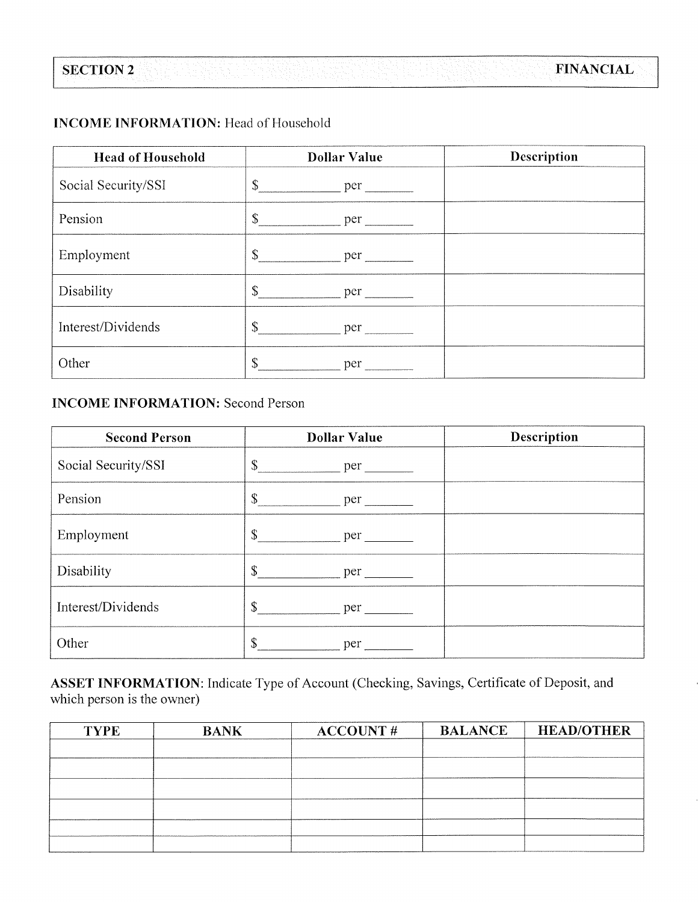## SECTION 2 FINANCIAL

**INCOME INFORMATION:** Head of Household

| Head of Household | Dollar Value | Description |
|---|---|---|
| Social Security/SSI | $\_\_\_\_\_\_\_\_\_\_ per \_\_\_\_\_\_ | |
| Pension | $\_\_\_\_\_\_\_\_\_\_ per \_\_\_\_\_\_ | |
| Employment | $\_\_\_\_\_\_\_\_\_\_ per \_\_\_\_\_\_ | |
| Disability | $\_\_\_\_\_\_\_\_\_\_ per \_\_\_\_\_\_ | |
| Interest/Dividends | $\_\_\_\_\_\_\_\_\_\_ per \_\_\_\_\_\_ | |
| Other | $\_\_\_\_\_\_\_\_\_\_ per \_\_\_\_\_\_ | |

**INCOME INFORMATION:** Second Person

| Second Person | Dollar Value | Description |
|---|---|---|
| Social Security/SSI | $\_\_\_\_\_\_\_\_\_\_ per \_\_\_\_\_\_ | |
| Pension | $\_\_\_\_\_\_\_\_\_\_ per \_\_\_\_\_\_ | |
| Employment | $\_\_\_\_\_\_\_\_\_\_ per \_\_\_\_\_\_ | |
| Disability | $\_\_\_\_\_\_\_\_\_\_ per \_\_\_\_\_\_ | |
| Interest/Dividends | $\_\_\_\_\_\_\_\_\_\_ per \_\_\_\_\_\_ | |
| Other | $\_\_\_\_\_\_\_\_\_\_ per \_\_\_\_\_\_ | |

**ASSET INFORMATION**: Indicate Type of Account (Checking, Savings, Certificate of Deposit, and which person is the owner)

| TYPE | BANK | ACCOUNT # | BALANCE | HEAD/OTHER |
|---|---|---|---|---|
| | | | | |
| | | | | |
| | | | | |
| | | | | |
| | | | | |
| | | | | |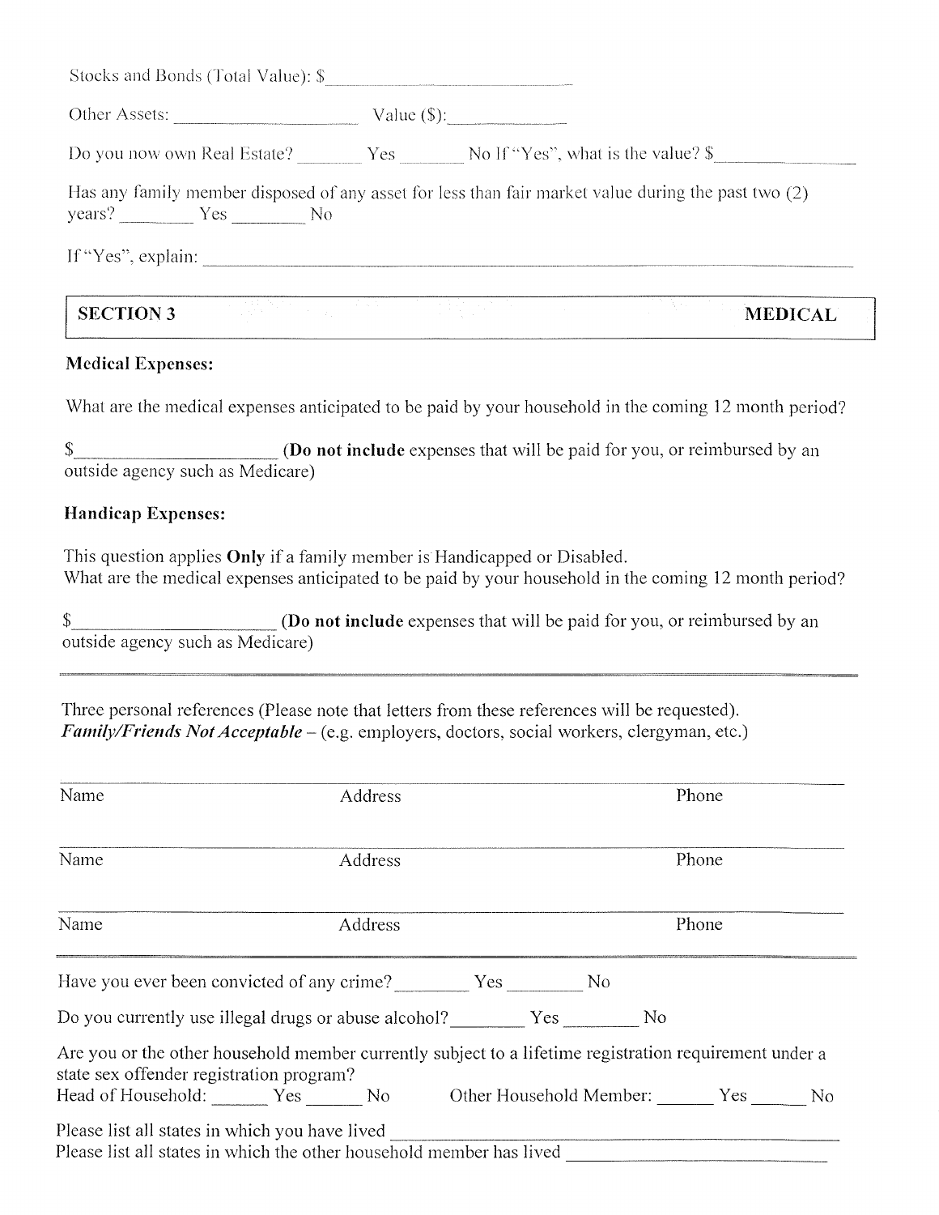Stocks and Bonds (Total Value): $\_\_\_\_\_\_\_\_\_\_\_\_\_\_\_\_\_\_\_\_\_\_\_\_

Other Assets: \_\_\_\_\_\_\_\_\_\_\_\_\_\_\_\_\_\_\_\_ Value ($):\_\_\_\_\_\_\_\_\_\_\_\_\_\_

Do you now own Real Estate? \_\_\_\_\_\_ Yes \_\_\_\_\_\_ No If "Yes", what is the value? $\_\_\_\_\_\_\_\_\_\_\_\_\_\_

Has any family member disposed of any asset for less than fair market value during the past two (2) years? \_\_\_\_\_\_ Yes \_\_\_\_\_\_ No

If "Yes", explain: \_\_\_\_\_\_\_\_\_\_\_\_\_\_\_\_\_\_\_\_\_\_\_\_\_\_\_\_\_\_\_\_\_\_\_\_\_\_\_\_\_\_\_\_\_\_\_\_\_\_\_\_\_\_\_\_

## SECTION 3 — MEDICAL

**Medical Expenses:**

What are the medical expenses anticipated to be paid by your household in the coming 12 month period?

$\_\_\_\_\_\_\_\_\_\_\_\_\_\_\_\_\_\_\_\_ (**Do not include** expenses that will be paid for you, or reimbursed by an outside agency such as Medicare)

**Handicap Expenses:**

This question applies **Only** if a family member is Handicapped or Disabled.
What are the medical expenses anticipated to be paid by your household in the coming 12 month period?

$\_\_\_\_\_\_\_\_\_\_\_\_\_\_\_\_\_\_\_\_ (**Do not include** expenses that will be paid for you, or reimbursed by an outside agency such as Medicare)

---

Three personal references (Please note that letters from these references will be requested).
***Family/Friends Not Acceptable*** – (e.g. employers, doctors, social workers, clergyman, etc.)

| Name | Address | Phone |
|---|---|---|
| | | |
| | | |
| | | |

Have you ever been convicted of any crime? \_\_\_\_\_\_ Yes \_\_\_\_\_\_ No

Do you currently use illegal drugs or abuse alcohol? \_\_\_\_\_\_ Yes \_\_\_\_\_\_ No

Are you or the other household member currently subject to a lifetime registration requirement under a state sex offender registration program?
Head of Household: \_\_\_\_\_ Yes \_\_\_\_\_ No Other Household Member: \_\_\_\_\_ Yes \_\_\_\_\_ No

Please list all states in which you have lived \_\_\_\_\_\_\_\_\_\_\_\_\_\_\_\_\_\_\_\_\_\_\_\_\_\_\_\_\_\_
Please list all states in which the other household member has lived \_\_\_\_\_\_\_\_\_\_\_\_\_\_\_\_\_\_\_\_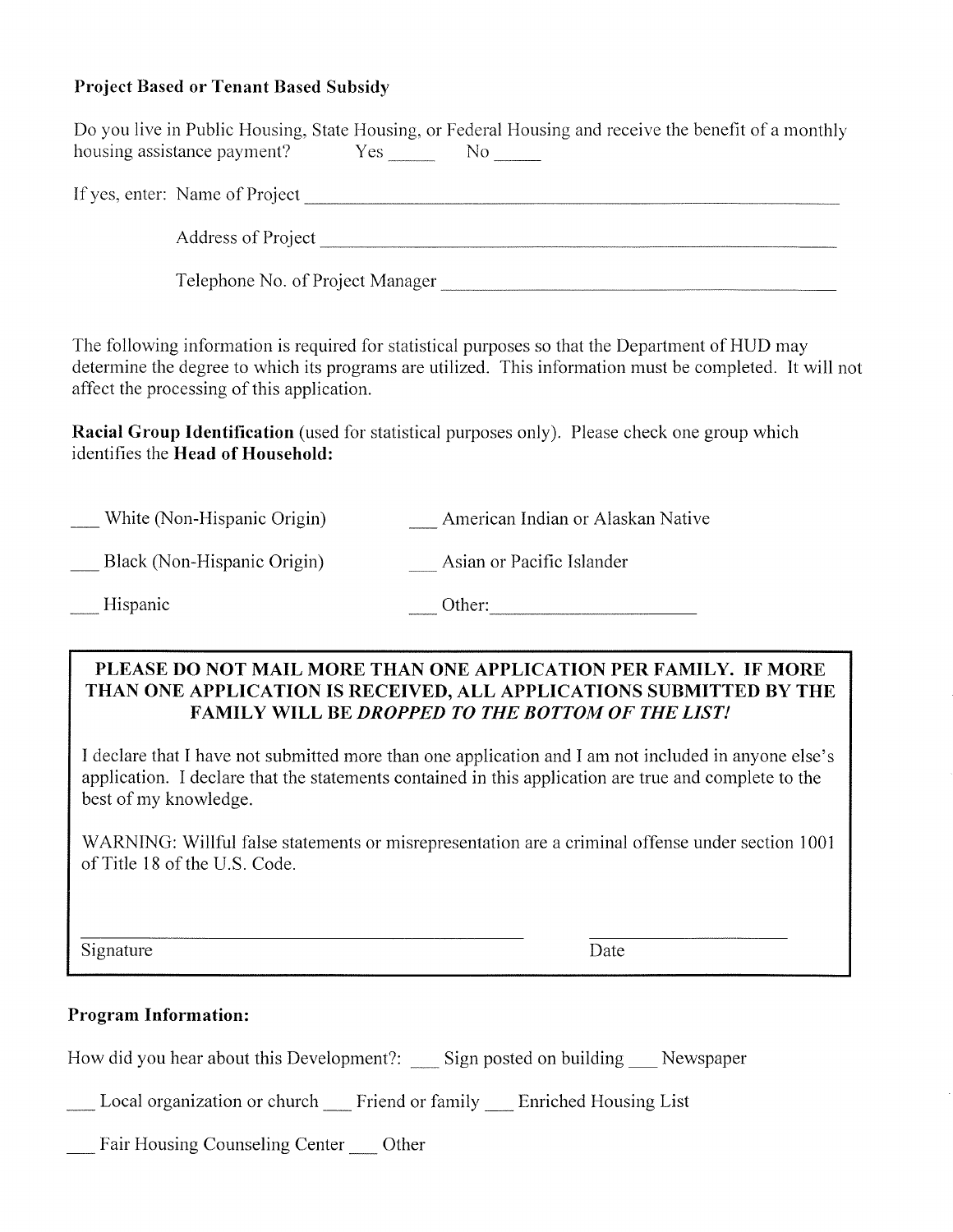**Project Based or Tenant Based Subsidy**

Do you live in Public Housing, State Housing, or Federal Housing and receive the benefit of a monthly housing assistance payment? Yes _____ No _____

If yes, enter: Name of Project ____________________________________________

Address of Project ____________________________________________

Telephone No. of Project Manager ____________________________________________

The following information is required for statistical purposes so that the Department of HUD may determine the degree to which its programs are utilized. This information must be completed. It will not affect the processing of this application.

**Racial Group Identification** (used for statistical purposes only). Please check one group which identifies the **Head of Household:**

___ White (Non-Hispanic Origin)

___ Black (Non-Hispanic Origin)

___ Hispanic

___ American Indian or Alaskan Native

___ Asian or Pacific Islander

___ Other: ____________________

**PLEASE DO NOT MAIL MORE THAN ONE APPLICATION PER FAMILY. IF MORE THAN ONE APPLICATION IS RECEIVED, ALL APPLICATIONS SUBMITTED BY THE FAMILY WILL BE *DROPPED TO THE BOTTOM OF THE LIST!***

I declare that I have not submitted more than one application and I am not included in anyone else's application. I declare that the statements contained in this application are true and complete to the best of my knowledge.

WARNING: Willful false statements or misrepresentation are a criminal offense under section 1001 of Title 18 of the U.S. Code.

____________________________________________ ____________________

Signature Date

**Program Information:**

How did you hear about this Development?: ___ Sign posted on building ___ Newspaper

___ Local organization or church ___ Friend or family ___ Enriched Housing List

___ Fair Housing Counseling Center ___ Other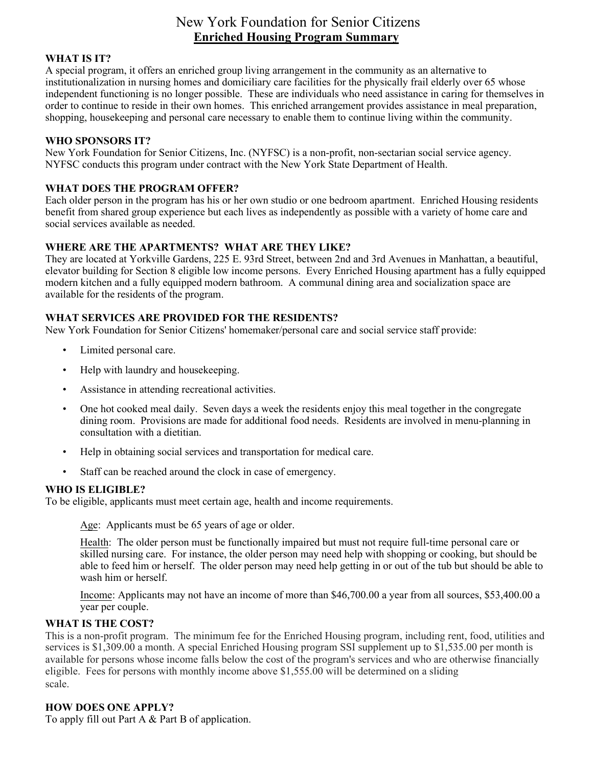# New York Foundation for Senior Citizens

## Enriched Housing Program Summary

**WHAT IS IT?**

A special program, it offers an enriched group living arrangement in the community as an alternative to institutionalization in nursing homes and domiciliary care facilities for the physically frail elderly over 65 whose independent functioning is no longer possible. These are individuals who need assistance in caring for themselves in order to continue to reside in their own homes. This enriched arrangement provides assistance in meal preparation, shopping, housekeeping and personal care necessary to enable them to continue living within the community.

**WHO SPONSORS IT?**

New York Foundation for Senior Citizens, Inc. (NYFSC) is a non-profit, non-sectarian social service agency. NYFSC conducts this program under contract with the New York State Department of Health.

**WHAT DOES THE PROGRAM OFFER?**

Each older person in the program has his or her own studio or one bedroom apartment. Enriched Housing residents benefit from shared group experience but each lives as independently as possible with a variety of home care and social services available as needed.

**WHERE ARE THE APARTMENTS? WHAT ARE THEY LIKE?**

They are located at Yorkville Gardens, 225 E. 93rd Street, between 2nd and 3rd Avenues in Manhattan, a beautiful, elevator building for Section 8 eligible low income persons. Every Enriched Housing apartment has a fully equipped modern kitchen and a fully equipped modern bathroom. A communal dining area and socialization space are available for the residents of the program.

**WHAT SERVICES ARE PROVIDED FOR THE RESIDENTS?**

New York Foundation for Senior Citizens' homemaker/personal care and social service staff provide:

- Limited personal care.
- Help with laundry and housekeeping.
- Assistance in attending recreational activities.
- One hot cooked meal daily. Seven days a week the residents enjoy this meal together in the congregate dining room. Provisions are made for additional food needs. Residents are involved in menu-planning in consultation with a dietitian.
- Help in obtaining social services and transportation for medical care.
- Staff can be reached around the clock in case of emergency.

**WHO IS ELIGIBLE?**

To be eligible, applicants must meet certain age, health and income requirements.

Age: Applicants must be 65 years of age or older.

Health: The older person must be functionally impaired but must not require full-time personal care or skilled nursing care. For instance, the older person may need help with shopping or cooking, but should be able to feed him or herself. The older person may need help getting in or out of the tub but should be able to wash him or herself.

Income: Applicants may not have an income of more than $46,700.00 a year from all sources, $53,400.00 a year per couple.

**WHAT IS THE COST?**

This is a non-profit program. The minimum fee for the Enriched Housing program, including rent, food, utilities and services is $1,309.00 a month. A special Enriched Housing program SSI supplement up to $1,535.00 per month is available for persons whose income falls below the cost of the program's services and who are otherwise financially eligible. Fees for persons with monthly income above $1,555.00 will be determined on a sliding scale.

**HOW DOES ONE APPLY?**

To apply fill out Part A & Part B of application.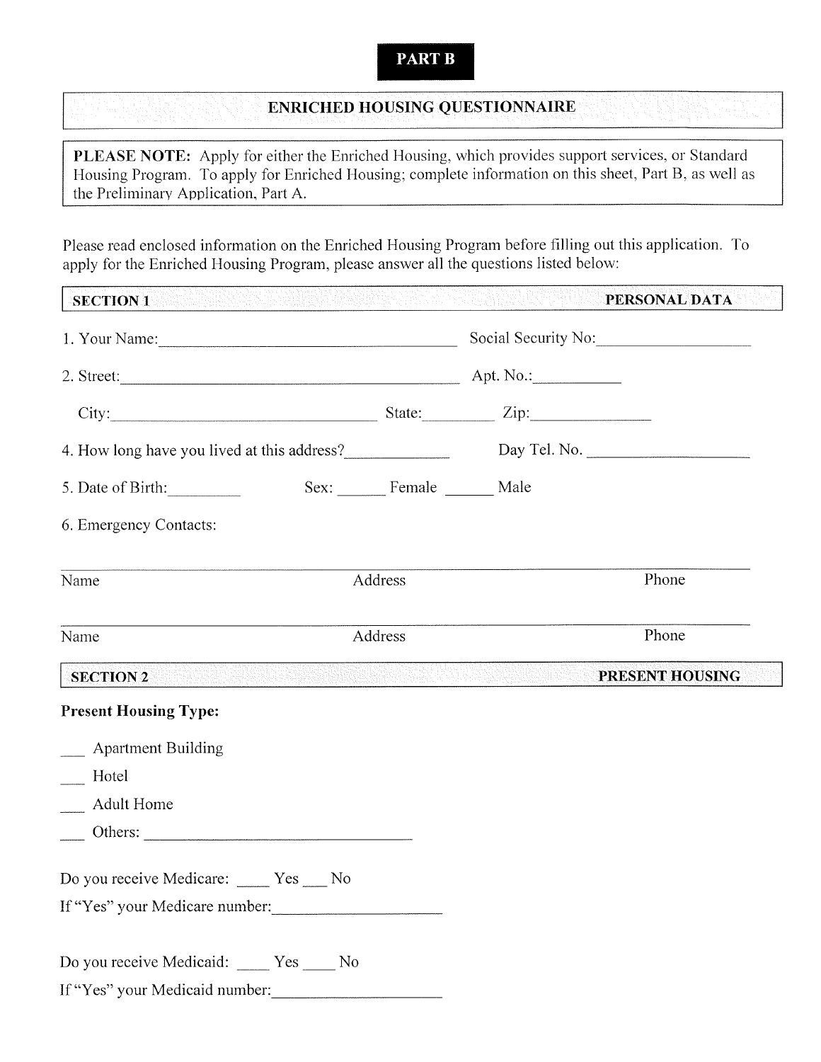**PART B**

## ENRICHED HOUSING QUESTIONNAIRE

**PLEASE NOTE:** Apply for either the Enriched Housing, which provides support services, or Standard Housing Program. To apply for Enriched Housing; complete information on this sheet, Part B, as well as the Preliminary Application, Part A.

Please read enclosed information on the Enriched Housing Program before filling out this application. To apply for the Enriched Housing Program, please answer all the questions listed below:

### SECTION 1 — PERSONAL DATA

1. Your Name:______________________________ Social Security No:________________

2. Street:______________________________ Apt. No.:__________

   City:______________________________ State:________ Zip:______________

4. How long have you lived at this address?____________ Day Tel. No. ________________

5. Date of Birth:________ Sex: ______ Female ______ Male

6. Emergency Contacts:

_______________________________________________________________

Name Address Phone

_______________________________________________________________

Name Address Phone

### SECTION 2 — PRESENT HOUSING

**Present Housing Type:**

___ Apartment Building

___ Hotel

___ Adult Home

___ Others: ______________________________

Do you receive Medicare: ____ Yes ___ No

If "Yes" your Medicare number:____________________

Do you receive Medicaid: ____ Yes ____ No

If "Yes" your Medicaid number:____________________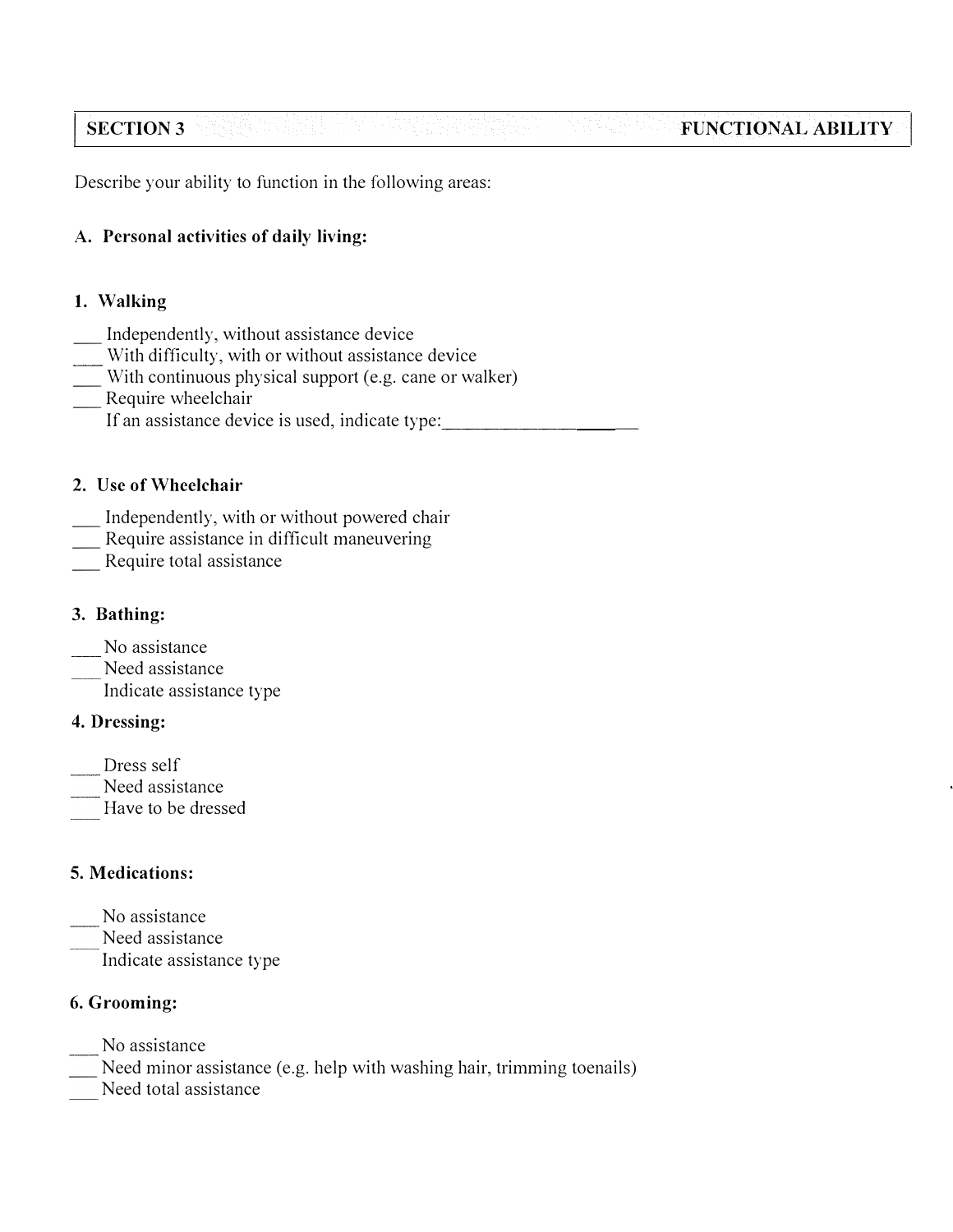| SECTION 3 | FUNCTIONAL ABILITY |
|---|---|

Describe your ability to function in the following areas:

**A. Personal activities of daily living:**

**1. Walking**

___ Independently, without assistance device
___ With difficulty, with or without assistance device
___ With continuous physical support (e.g. cane or walker)
___ Require wheelchair
If an assistance device is used, indicate type:____________________

**2. Use of Wheelchair**

___ Independently, with or without powered chair
___ Require assistance in difficult maneuvering
___ Require total assistance

**3. Bathing:**

___ No assistance
___ Need assistance
Indicate assistance type

**4. Dressing:**

___ Dress self
___ Need assistance
___ Have to be dressed

**5. Medications:**

___ No assistance
___ Need assistance
Indicate assistance type

**6. Grooming:**

___ No assistance
___ Need minor assistance (e.g. help with washing hair, trimming toenails)
___ Need total assistance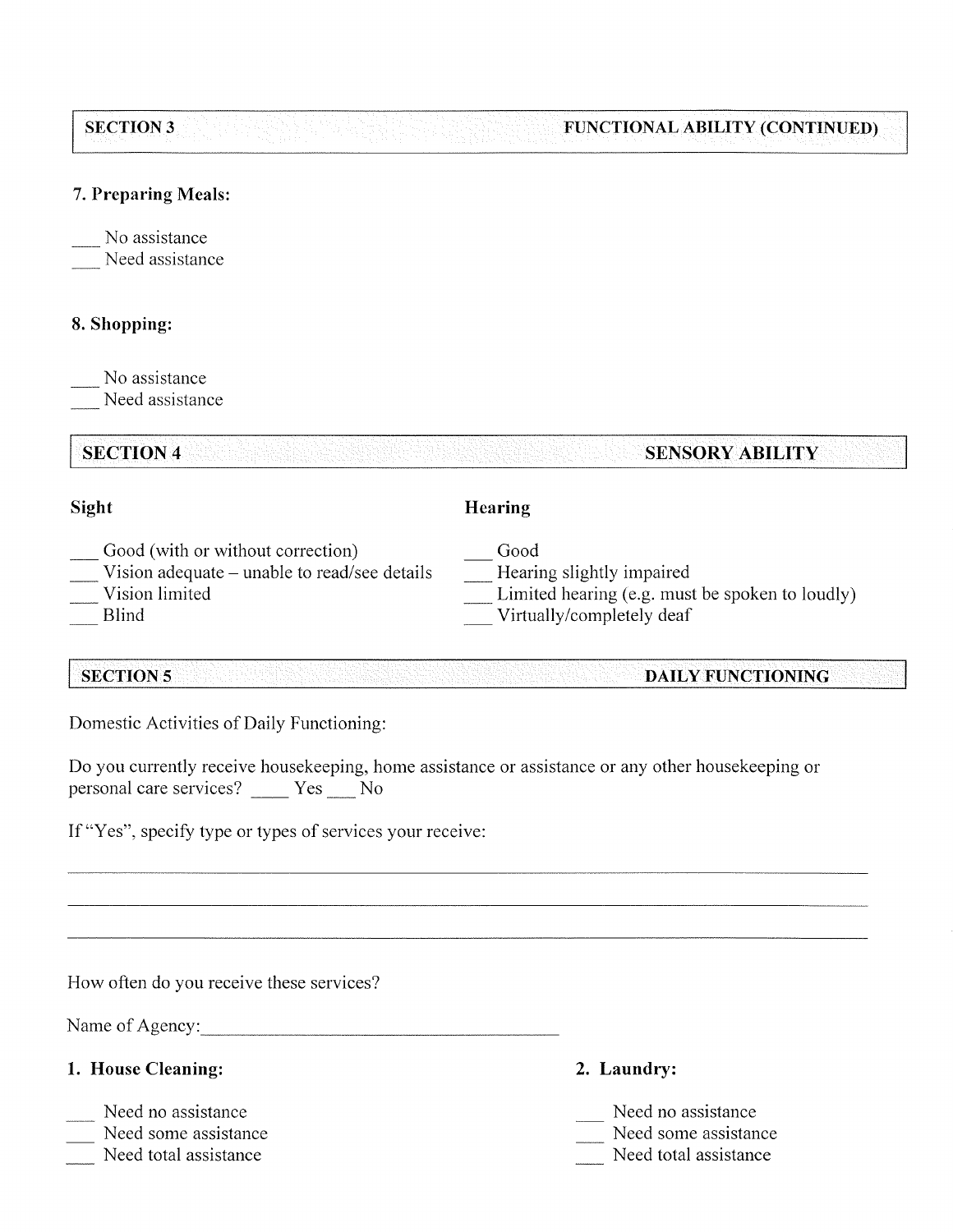## SECTION 3 FUNCTIONAL ABILITY (CONTINUED)

**7. Preparing Meals:**

___ No assistance
___ Need assistance

**8. Shopping:**

___ No assistance
___ Need assistance

## SECTION 4 SENSORY ABILITY

**Sight**

___ Good (with or without correction)
___ Vision adequate – unable to read/see details
___ Vision limited
___ Blind

**Hearing**

___ Good
___ Hearing slightly impaired
___ Limited hearing (e.g. must be spoken to loudly)
___ Virtually/completely deaf

## SECTION 5 DAILY FUNCTIONING

Domestic Activities of Daily Functioning:

Do you currently receive housekeeping, home assistance or assistance or any other housekeeping or personal care services? ____ Yes ___ No

If "Yes", specify type or types of services your receive:

_______________________________________________________________________________

_______________________________________________________________________________

_______________________________________________________________________________

How often do you receive these services?

Name of Agency:_______________________________________

**1. House Cleaning:**

___ Need no assistance
___ Need some assistance
___ Need total assistance

**2. Laundry:**

___ Need no assistance
___ Need some assistance
___ Need total assistance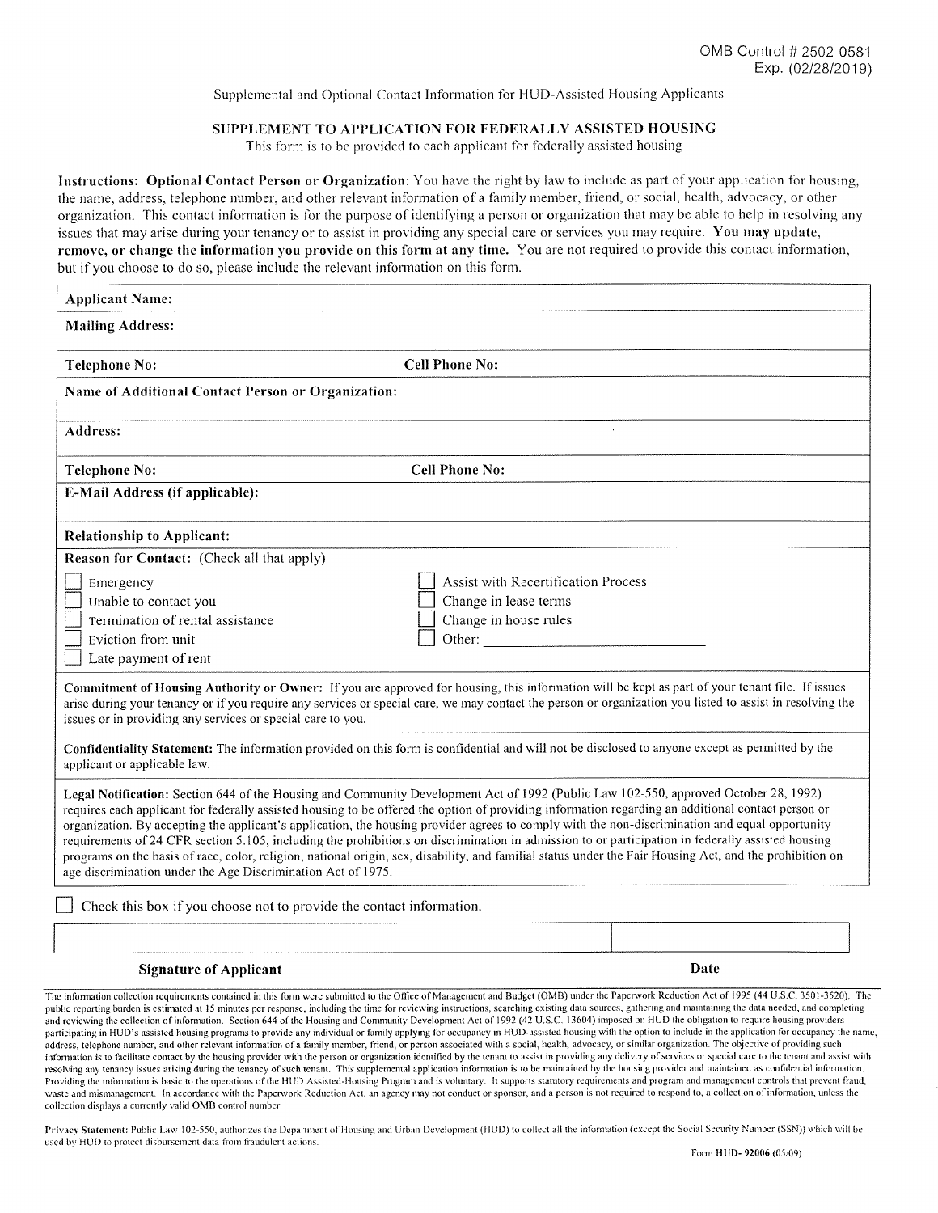OMB Control # 2502-0581
Exp. (02/28/2019)

Supplemental and Optional Contact Information for HUD-Assisted Housing Applicants

## SUPPLEMENT TO APPLICATION FOR FEDERALLY ASSISTED HOUSING

This form is to be provided to each applicant for federally assisted housing

**Instructions: Optional Contact Person or Organization**: You have the right by law to include as part of your application for housing, the name, address, telephone number, and other relevant information of a family member, friend, or social, health, advocacy, or other organization. This contact information is for the purpose of identifying a person or organization that may be able to help in resolving any issues that may arise during your tenancy or to assist in providing any special care or services you may require. **You may update, remove, or change the information you provide on this form at any time.** You are not required to provide this contact information, but if you choose to do so, please include the relevant information on this form.

| | |
|---|---|
| **Applicant Name:** | |
| **Mailing Address:** | |
| **Telephone No:** | **Cell Phone No:** |
| **Name of Additional Contact Person or Organization:** | |
| **Address:** | |
| **Telephone No:** | **Cell Phone No:** |
| **E-Mail Address (if applicable):** | |
| **Relationship to Applicant:** | |

**Reason for Contact:** (Check all that apply)

- ☐ Emergency
- ☐ Unable to contact you
- ☐ Termination of rental assistance
- ☐ Eviction from unit
- ☐ Late payment of rent
- ☐ Assist with Recertification Process
- ☐ Change in lease terms
- ☐ Change in house rules
- ☐ Other: ______________________

**Commitment of Housing Authority or Owner:** If you are approved for housing, this information will be kept as part of your tenant file. If issues arise during your tenancy or if you require any services or special care, we may contact the person or organization you listed to assist in resolving the issues or in providing any services or special care to you.

**Confidentiality Statement:** The information provided on this form is confidential and will not be disclosed to anyone except as permitted by the applicant or applicable law.

**Legal Notification:** Section 644 of the Housing and Community Development Act of 1992 (Public Law 102-550, approved October 28, 1992) requires each applicant for federally assisted housing to be offered the option of providing information regarding an additional contact person or organization. By accepting the applicant's application, the housing provider agrees to comply with the non-discrimination and equal opportunity requirements of 24 CFR section 5.105, including the prohibitions on discrimination in admission to or participation in federally assisted housing programs on the basis of race, color, religion, national origin, sex, disability, and familial status under the Fair Housing Act, and the prohibition on age discrimination under the Age Discrimination Act of 1975.

☐ Check this box if you choose not to provide the contact information.

| **Signature of Applicant** | **Date** |
|---|---|
| | |

The information collection requirements contained in this form were submitted to the Office of Management and Budget (OMB) under the Paperwork Reduction Act of 1995 (44 U.S.C. 3501-3520). The public reporting burden is estimated at 15 minutes per response, including the time for reviewing instructions, searching existing data sources, gathering and maintaining the data needed, and completing and reviewing the collection of information. Section 644 of the Housing and Community Development Act of 1992 (42 U.S.C. 13604) imposed on HUD the obligation to require housing providers participating in HUD's assisted housing programs to provide any individual or family applying for occupancy in HUD-assisted housing with the option to include in the application for occupancy the name, address, telephone number, and other relevant information of a family member, friend, or person associated with a social, health, advocacy, or similar organization. The objective of providing such information is to facilitate contact by the housing provider with the person or organization identified by the tenant to assist in providing any delivery of services or special care to the tenant and assist with resolving any tenancy issues arising during the tenancy of such tenant. This supplemental application information is to be maintained by the housing provider and maintained as confidential information. Providing the information is basic to the operations of the HUD Assisted-Housing Program and is voluntary. It supports statutory requirements and program and management controls that prevent fraud, waste and mismanagement. In accordance with the Paperwork Reduction Act, an agency may not conduct or sponsor, and a person is not required to respond to, a collection of information, unless the collection displays a currently valid OMB control number.

**Privacy Statement:** Public Law 102-550, authorizes the Department of Housing and Urban Development (HUD) to collect all the information (except the Social Security Number (SSN)) which will be used by HUD to protect disbursement data from fraudulent actions.

Form **HUD- 92006** (05/09)